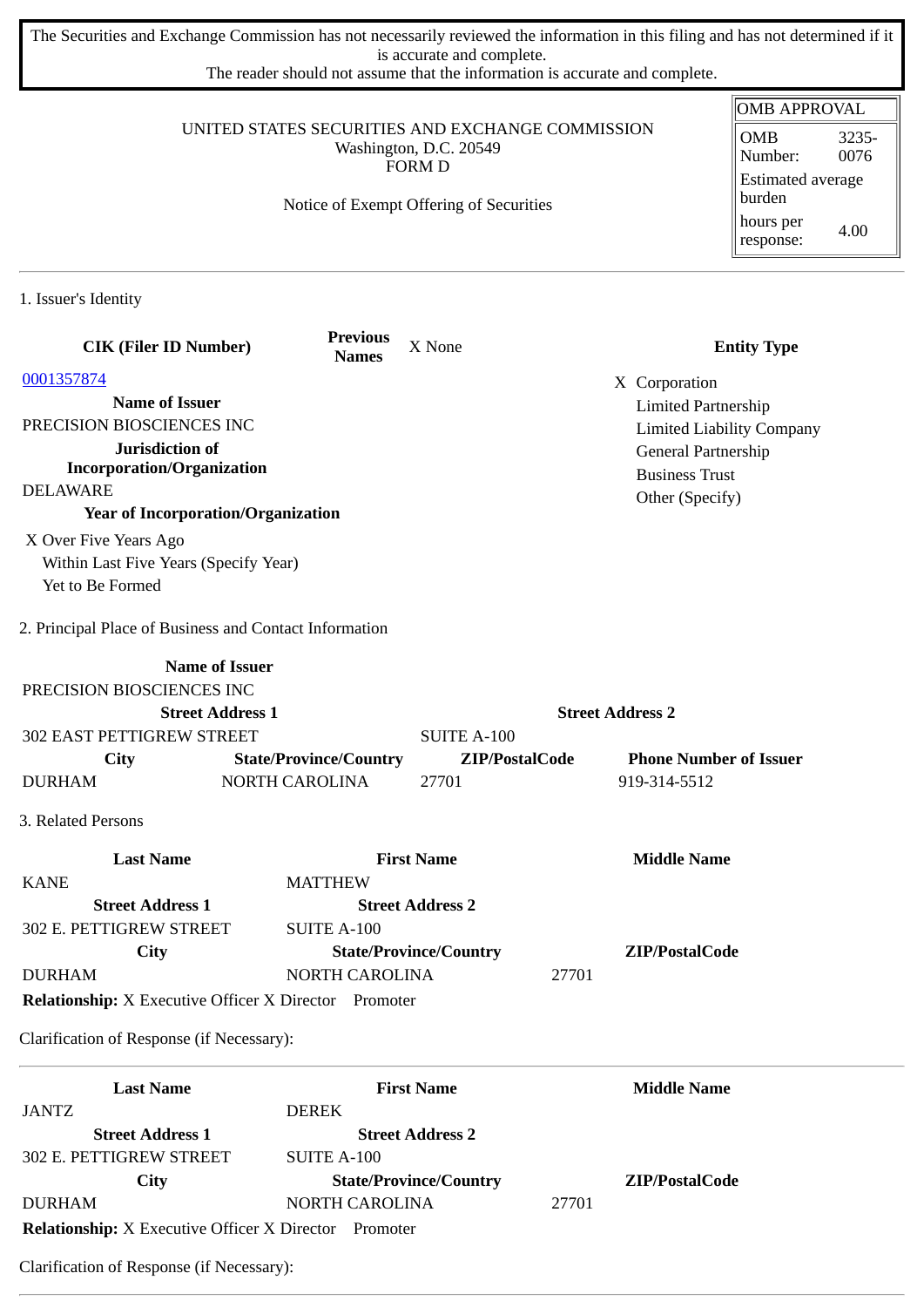The Securities and Exchange Commission has not necessarily reviewed the information in this filing and has not determined if it is accurate and complete.
The reader should not assume that the information is accurate and complete.

| OMB APPROVAL | |
|---|---|
| OMB Number: | 3235-0076 |
| Estimated average burden | |
| hours per response: | 4.00 |

UNITED STATES SECURITIES AND EXCHANGE COMMISSION
Washington, D.C. 20549
FORM D

Notice of Exempt Offering of Securities

## 1. Issuer's Identity

| CIK (Filer ID Number) | Previous Names | X None | Entity Type |
|---|---|---|---|
| 0001357874 | | | X Corporation |

**Name of Issuer**
PRECISION BIOSCIENCES INC

**Jurisdiction of Incorporation/Organization**
DELAWARE

**Year of Incorporation/Organization**
X Over Five Years Ago
Within Last Five Years (Specify Year)
Yet to Be Formed

**Entity Type**
X Corporation
Limited Partnership
Limited Liability Company
General Partnership
Business Trust
Other (Specify)

## 2. Principal Place of Business and Contact Information

**Name of Issuer**
PRECISION BIOSCIENCES INC

| Street Address 1 | | Street Address 2 | |
|---|---|---|---|
| 302 EAST PETTIGREW STREET | | SUITE A-100 | |
| **City** | **State/Province/Country** | **ZIP/PostalCode** | **Phone Number of Issuer** |
| DURHAM | NORTH CAROLINA | 27701 | 919-314-5512 |

## 3. Related Persons

| Last Name | First Name | Middle Name |
|---|---|---|
| KANE | MATTHEW | |
| **Street Address 1** | **Street Address 2** | |
| 302 E. PETTIGREW STREET | SUITE A-100 | |
| **City** | **State/Province/Country** | **ZIP/PostalCode** |
| DURHAM | NORTH CAROLINA | 27701 |

**Relationship:** X Executive Officer X Director Promoter

Clarification of Response (if Necessary):

---

| Last Name | First Name | Middle Name |
|---|---|---|
| JANTZ | DEREK | |
| **Street Address 1** | **Street Address 2** | |
| 302 E. PETTIGREW STREET | SUITE A-100 | |
| **City** | **State/Province/Country** | **ZIP/PostalCode** |
| DURHAM | NORTH CAROLINA | 27701 |

**Relationship:** X Executive Officer X Director Promoter

Clarification of Response (if Necessary):

---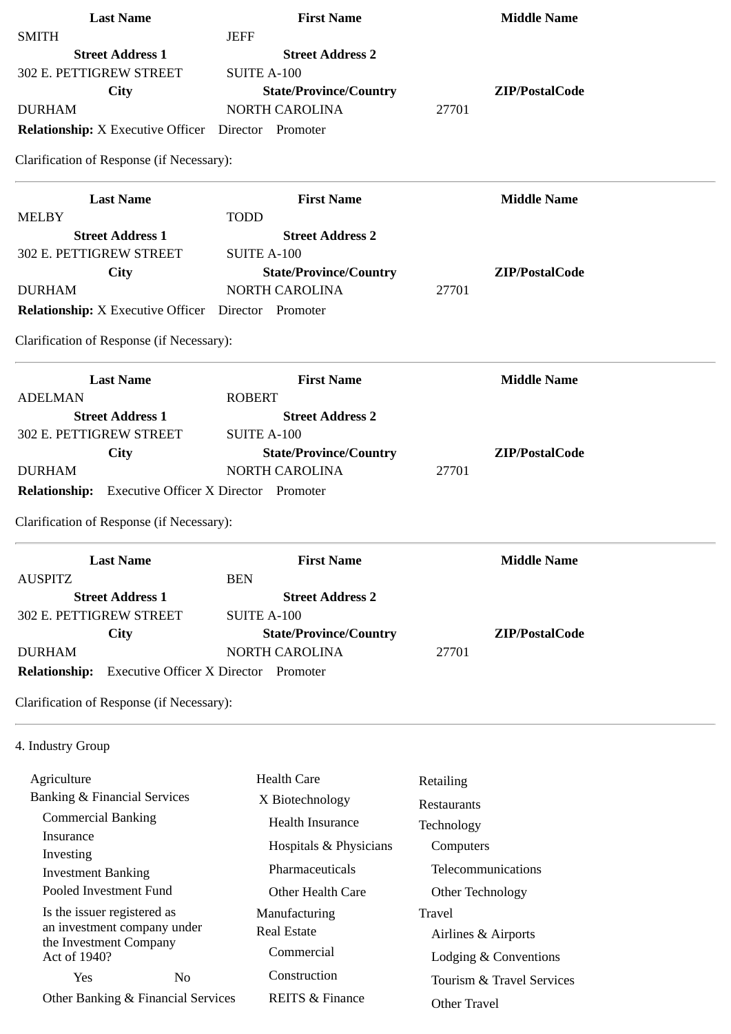| Last Name | First Name | Middle Name |
|---|---|---|
| SMITH | JEFF | |
| **Street Address 1** | **Street Address 2** | |
| 302 E. PETTIGREW STREET | SUITE A-100 | |
| **City** | **State/Province/Country** | **ZIP/PostalCode** |
| DURHAM | NORTH CAROLINA | 27701 |

**Relationship:** X Executive Officer Director Promoter

Clarification of Response (if Necessary):

---

| Last Name | First Name | Middle Name |
|---|---|---|
| MELBY | TODD | |
| **Street Address 1** | **Street Address 2** | |
| 302 E. PETTIGREW STREET | SUITE A-100 | |
| **City** | **State/Province/Country** | **ZIP/PostalCode** |
| DURHAM | NORTH CAROLINA | 27701 |

**Relationship:** X Executive Officer Director Promoter

Clarification of Response (if Necessary):

---

| Last Name | First Name | Middle Name |
|---|---|---|
| ADELMAN | ROBERT | |
| **Street Address 1** | **Street Address 2** | |
| 302 E. PETTIGREW STREET | SUITE A-100 | |
| **City** | **State/Province/Country** | **ZIP/PostalCode** |
| DURHAM | NORTH CAROLINA | 27701 |

**Relationship:** Executive Officer X Director Promoter

Clarification of Response (if Necessary):

---

| Last Name | First Name | Middle Name |
|---|---|---|
| AUSPITZ | BEN | |
| **Street Address 1** | **Street Address 2** | |
| 302 E. PETTIGREW STREET | SUITE A-100 | |
| **City** | **State/Province/Country** | **ZIP/PostalCode** |
| DURHAM | NORTH CAROLINA | 27701 |

**Relationship:** Executive Officer X Director Promoter

Clarification of Response (if Necessary):

---

4. Industry Group

- Agriculture
- Banking & Financial Services
  - Commercial Banking
  - Insurance
  - Investing
  - Investment Banking
  - Pooled Investment Fund
  - Is the issuer registered as an investment company under the Investment Company Act of 1940?
    - Yes
    - No
  - Other Banking & Financial Services
- Health Care
  - X Biotechnology
  - Health Insurance
  - Hospitals & Physicians
  - Pharmaceuticals
  - Other Health Care
- Manufacturing
- Real Estate
  - Commercial
  - Construction
  - REITS & Finance
- Retailing
- Restaurants
- Technology
  - Computers
  - Telecommunications
  - Other Technology
- Travel
  - Airlines & Airports
  - Lodging & Conventions
  - Tourism & Travel Services
  - Other Travel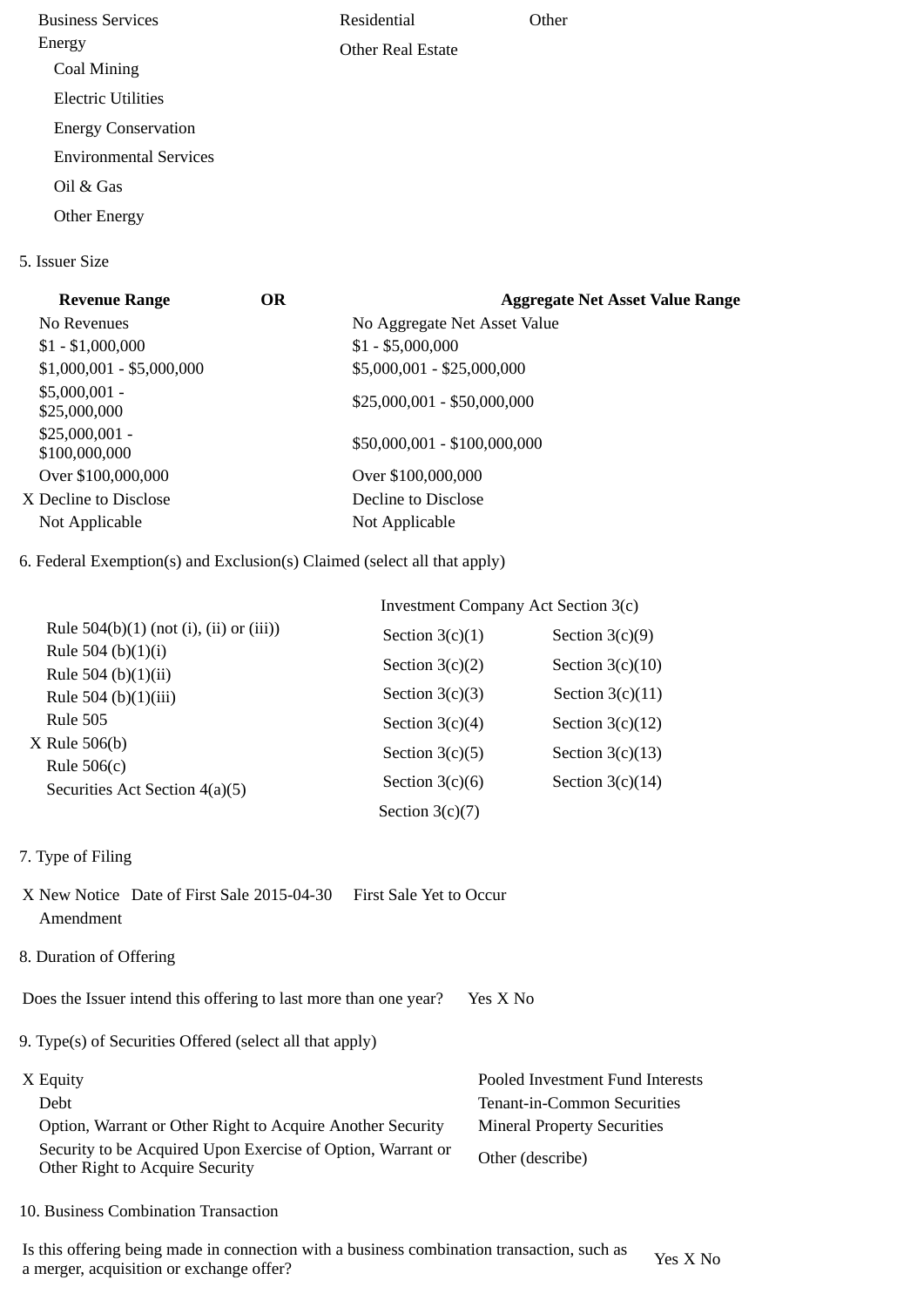| | | |
|---|---|---|
| Business Services | Residential | Other |
| Energy | Other Real Estate | |
| Coal Mining | | |
| Electric Utilities | | |
| Energy Conservation | | |
| Environmental Services | | |
| Oil & Gas | | |
| Other Energy | | |

5. Issuer Size

| Revenue Range | OR | Aggregate Net Asset Value Range |
|---|---|---|
| No Revenues | | No Aggregate Net Asset Value |
| $1 - $1,000,000 | | $1 - $5,000,000 |
| $1,000,001 - $5,000,000 | | $5,000,001 - $25,000,000 |
| $5,000,001 - $25,000,000 | | $25,000,001 - $50,000,000 |
| $25,000,001 - $100,000,000 | | $50,000,001 - $100,000,000 |
| Over $100,000,000 | | Over $100,000,000 |
| X Decline to Disclose | | Decline to Disclose |
| Not Applicable | | Not Applicable |

6. Federal Exemption(s) and Exclusion(s) Claimed (select all that apply)

| | Investment Company Act Section 3(c) | |
|---|---|---|
| Rule 504(b)(1) (not (i), (ii) or (iii)) | Section 3(c)(1) | Section 3(c)(9) |
| Rule 504 (b)(1)(i) | Section 3(c)(2) | Section 3(c)(10) |
| Rule 504 (b)(1)(ii) | Section 3(c)(3) | Section 3(c)(11) |
| Rule 504 (b)(1)(iii) | Section 3(c)(4) | Section 3(c)(12) |
| Rule 505 | Section 3(c)(5) | Section 3(c)(13) |
| X Rule 506(b) | Section 3(c)(6) | Section 3(c)(14) |
| Rule 506(c) | Section 3(c)(7) | |
| Securities Act Section 4(a)(5) | | |

7. Type of Filing

X New Notice  Date of First Sale 2015-04-30  First Sale Yet to Occur
Amendment

8. Duration of Offering

Does the Issuer intend this offering to last more than one year?  Yes X No

9. Type(s) of Securities Offered (select all that apply)

| | |
|---|---|
| X Equity | Pooled Investment Fund Interests |
| Debt | Tenant-in-Common Securities |
| Option, Warrant or Other Right to Acquire Another Security | Mineral Property Securities |
| Security to be Acquired Upon Exercise of Option, Warrant or Other Right to Acquire Security | Other (describe) |

10. Business Combination Transaction

Is this offering being made in connection with a business combination transaction, such as a merger, acquisition or exchange offer?  Yes X No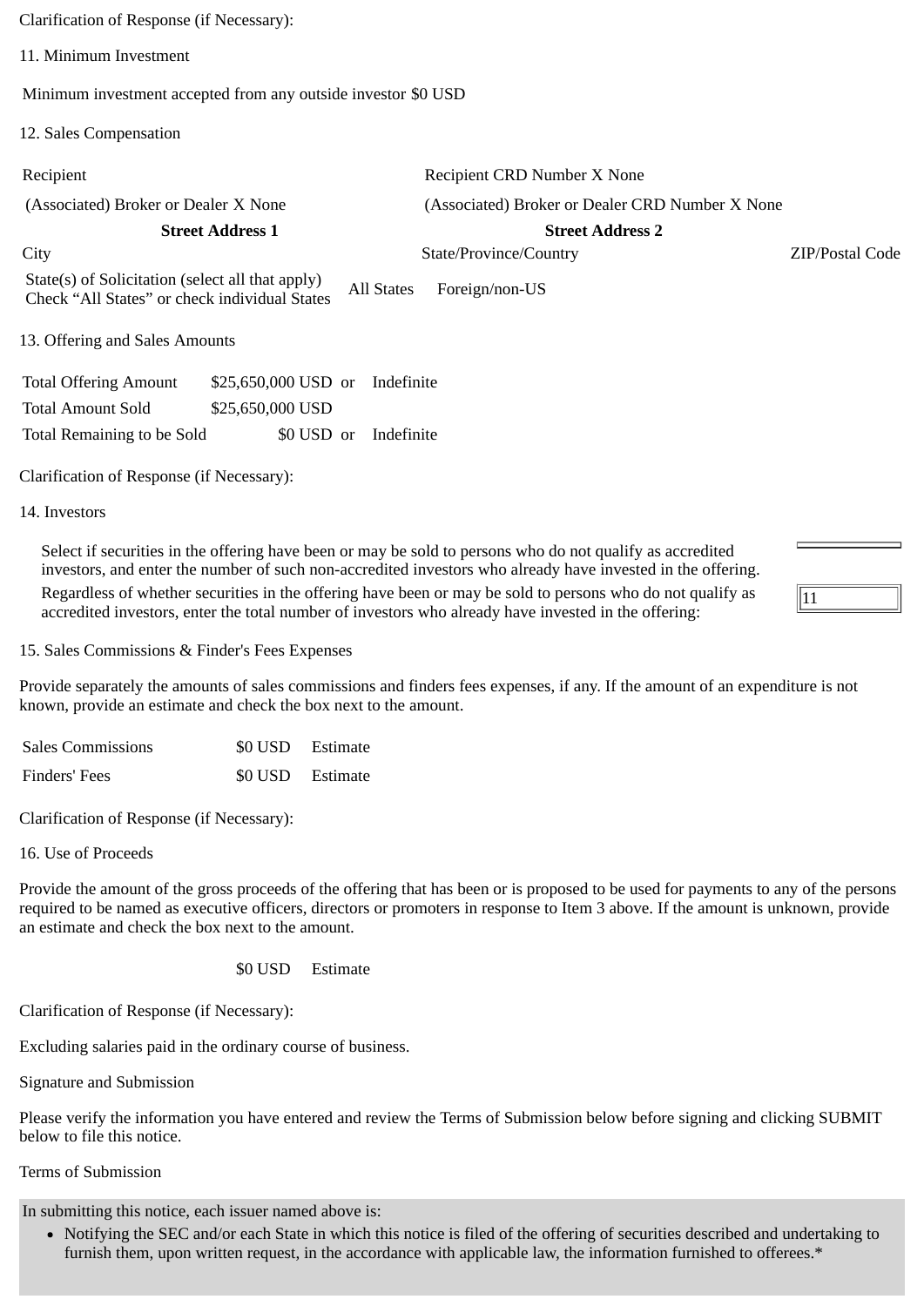Clarification of Response (if Necessary):

11. Minimum Investment

Minimum investment accepted from any outside investor $0 USD

12. Sales Compensation

| Recipient | Recipient CRD Number X None | |
|---|---|---|
| (Associated) Broker or Dealer X None | (Associated) Broker or Dealer CRD Number X None | |
| **Street Address 1** | **Street Address 2** | |
| City | State/Province/Country | ZIP/Postal Code |
| State(s) of Solicitation (select all that apply) Check "All States" or check individual States | All States Foreign/non-US | |

13. Offering and Sales Amounts

| | | | |
|---|---|---|---|
| Total Offering Amount | $25,650,000 USD | or | Indefinite |
| Total Amount Sold | $25,650,000 USD | | |
| Total Remaining to be Sold | $0 USD | or | Indefinite |

Clarification of Response (if Necessary):

14. Investors

Select if securities in the offering have been or may be sold to persons who do not qualify as accredited investors, and enter the number of such non-accredited investors who already have invested in the offering.

Regardless of whether securities in the offering have been or may be sold to persons who do not qualify as accredited investors, enter the total number of investors who already have invested in the offering: 11

15. Sales Commissions & Finder's Fees Expenses

Provide separately the amounts of sales commissions and finders fees expenses, if any. If the amount of an expenditure is not known, provide an estimate and check the box next to the amount.

| | | |
|---|---|---|
| Sales Commissions | $0 USD | Estimate |
| Finders' Fees | $0 USD | Estimate |

Clarification of Response (if Necessary):

16. Use of Proceeds

Provide the amount of the gross proceeds of the offering that has been or is proposed to be used for payments to any of the persons required to be named as executive officers, directors or promoters in response to Item 3 above. If the amount is unknown, provide an estimate and check the box next to the amount.

$0 USD Estimate

Clarification of Response (if Necessary):

Excluding salaries paid in the ordinary course of business.

Signature and Submission

Please verify the information you have entered and review the Terms of Submission below before signing and clicking SUBMIT below to file this notice.

Terms of Submission

In submitting this notice, each issuer named above is:

- Notifying the SEC and/or each State in which this notice is filed of the offering of securities described and undertaking to furnish them, upon written request, in the accordance with applicable law, the information furnished to offerees.*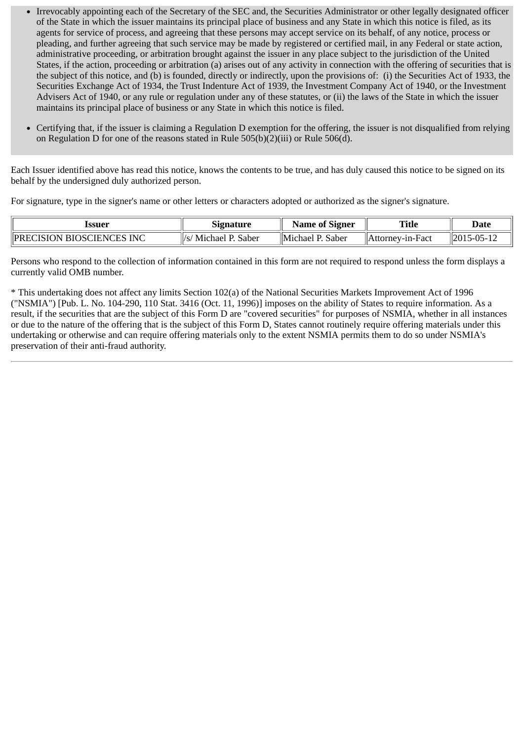- Irrevocably appointing each of the Secretary of the SEC and, the Securities Administrator or other legally designated officer of the State in which the issuer maintains its principal place of business and any State in which this notice is filed, as its agents for service of process, and agreeing that these persons may accept service on its behalf, of any notice, process or pleading, and further agreeing that such service may be made by registered or certified mail, in any Federal or state action, administrative proceeding, or arbitration brought against the issuer in any place subject to the jurisdiction of the United States, if the action, proceeding or arbitration (a) arises out of any activity in connection with the offering of securities that is the subject of this notice, and (b) is founded, directly or indirectly, upon the provisions of: (i) the Securities Act of 1933, the Securities Exchange Act of 1934, the Trust Indenture Act of 1939, the Investment Company Act of 1940, or the Investment Advisers Act of 1940, or any rule or regulation under any of these statutes, or (ii) the laws of the State in which the issuer maintains its principal place of business or any State in which this notice is filed.
- Certifying that, if the issuer is claiming a Regulation D exemption for the offering, the issuer is not disqualified from relying on Regulation D for one of the reasons stated in Rule 505(b)(2)(iii) or Rule 506(d).

Each Issuer identified above has read this notice, knows the contents to be true, and has duly caused this notice to be signed on its behalf by the undersigned duly authorized person.

For signature, type in the signer's name or other letters or characters adopted or authorized as the signer's signature.

| Issuer | Signature | Name of Signer | Title | Date |
| --- | --- | --- | --- | --- |
| PRECISION BIOSCIENCES INC | /s/ Michael P. Saber | Michael P. Saber | Attorney-in-Fact | 2015-05-12 |

Persons who respond to the collection of information contained in this form are not required to respond unless the form displays a currently valid OMB number.

* This undertaking does not affect any limits Section 102(a) of the National Securities Markets Improvement Act of 1996 ("NSMIA") [Pub. L. No. 104-290, 110 Stat. 3416 (Oct. 11, 1996)] imposes on the ability of States to require information. As a result, if the securities that are the subject of this Form D are "covered securities" for purposes of NSMIA, whether in all instances or due to the nature of the offering that is the subject of this Form D, States cannot routinely require offering materials under this undertaking or otherwise and can require offering materials only to the extent NSMIA permits them to do so under NSMIA's preservation of their anti-fraud authority.